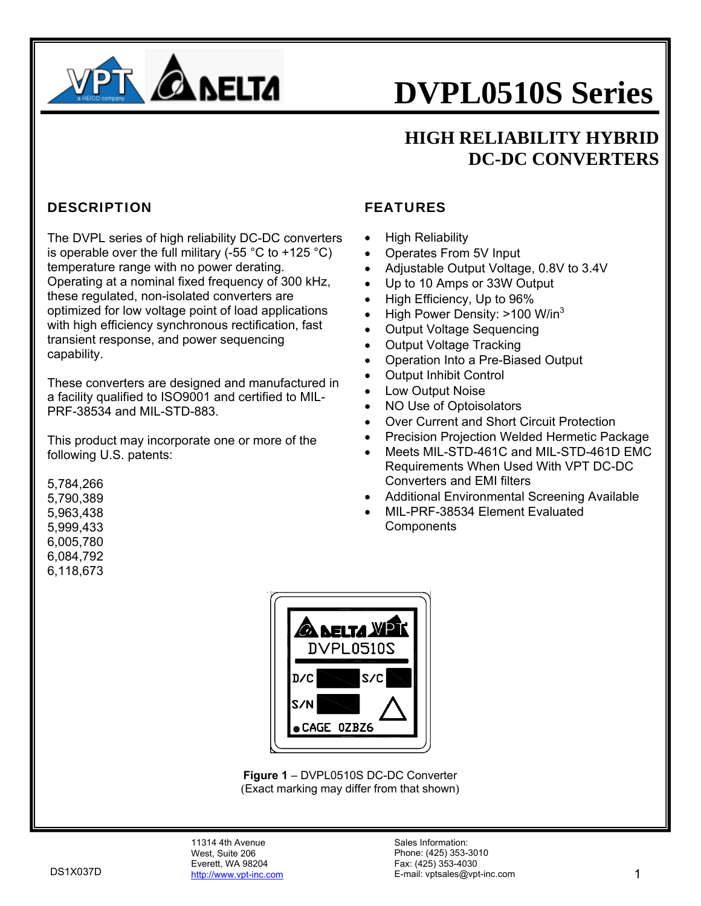# DVPL0510S Series

## HIGH RELIABILITY HYBRID DC-DC CONVERTERS

### DESCRIPTION

The DVPL series of high reliability DC-DC converters is operable over the full military (-55 °C to +125 °C) temperature range with no power derating. Operating at a nominal fixed frequency of 300 kHz, these regulated, non-isolated converters are optimized for low voltage point of load applications with high efficiency synchronous rectification, fast transient response, and power sequencing capability.

These converters are designed and manufactured in a facility qualified to ISO9001 and certified to MIL-PRF-38534 and MIL-STD-883.

This product may incorporate one or more of the following U.S. patents:

5,784,266
5,790,389
5,963,438
5,999,433
6,005,780
6,084,792
6,118,673

### FEATURES

- High Reliability
- Operates From 5V Input
- Adjustable Output Voltage, 0.8V to 3.4V
- Up to 10 Amps or 33W Output
- High Efficiency, Up to 96%
- High Power Density: >100 W/in$^3$
- Output Voltage Sequencing
- Output Voltage Tracking
- Operation Into a Pre-Biased Output
- Output Inhibit Control
- Low Output Noise
- NO Use of Optoisolators
- Over Current and Short Circuit Protection
- Precision Projection Welded Hermetic Package
- Meets MIL-STD-461C and MIL-STD-461D EMC Requirements When Used With VPT DC-DC Converters and EMI filters
- Additional Environmental Screening Available
- MIL-PRF-38534 Element Evaluated Components

**Figure 1** – DVPL0510S DC-DC Converter
(Exact marking may differ from that shown)

DS1X037D

11314 4th Avenue
West, Suite 206
Everett, WA 98204
http://www.vpt-inc.com

Sales Information:
Phone: (425) 353-3010
Fax: (425) 353-4030
E-mail: vptsales@vpt-inc.com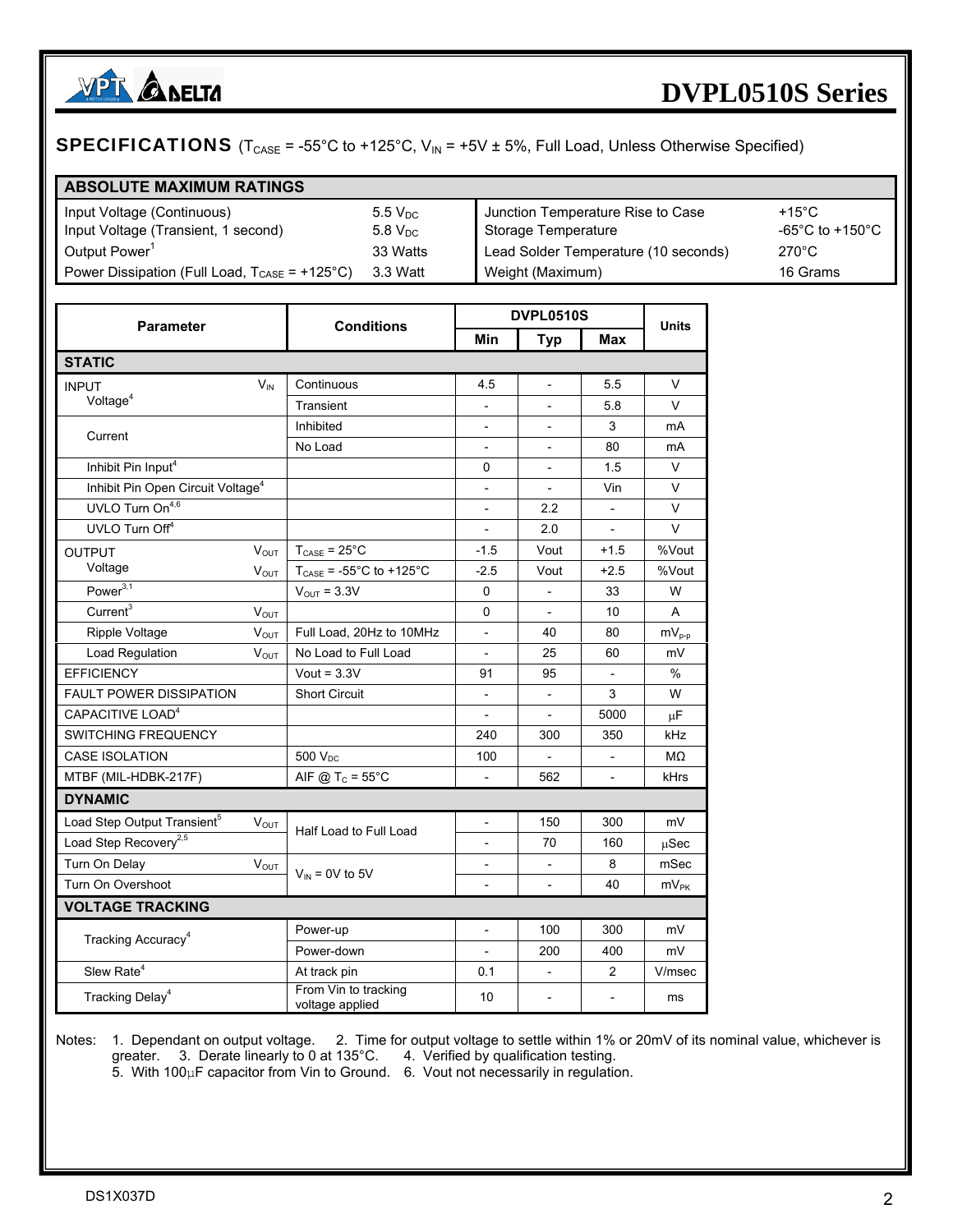## SPECIFICATIONS ($T_{CASE}$ = -55°C to +125°C, $V_{IN}$ = +5V ± 5%, Full Load, Unless Otherwise Specified)

| ABSOLUTE MAXIMUM RATINGS | | | |
|---|---|---|---|
| Input Voltage (Continuous) | 5.5 $V_{DC}$ | Junction Temperature Rise to Case | +15°C |
| Input Voltage (Transient, 1 second) | 5.8 $V_{DC}$ | Storage Temperature | -65°C to +150°C |
| Output Power[1] | 33 Watts | Lead Solder Temperature (10 seconds) | 270°C |
| Power Dissipation (Full Load, $T_{CASE}$ = +125°C) | 3.3 Watt | Weight (Maximum) | 16 Grams |

| Parameter | | Conditions | DVPL0510S | | | Units |
|---|---|---|---|---|---|---|
| | | | Min | Typ | Max | |
| **STATIC** | | | | | | |
| INPUT Voltage[4] | $V_{IN}$ | Continuous | 4.5 | - | 5.5 | V |
| | | Transient | - | - | 5.8 | V |
| Current | | Inhibited | - | - | 3 | mA |
| | | No Load | - | - | 80 | mA |
| Inhibit Pin Input[4] | | | 0 | - | 1.5 | V |
| Inhibit Pin Open Circuit Voltage[4] | | | - | - | Vin | V |
| UVLO Turn On[4,6] | | | - | 2.2 | - | V |
| UVLO Turn Off[4] | | | - | 2.0 | - | V |
| OUTPUT Voltage | $V_{OUT}$ | $T_{CASE}$ = 25°C | -1.5 | Vout | +1.5 | %Vout |
| | $V_{OUT}$ | $T_{CASE}$ = -55°C to +125°C | -2.5 | Vout | +2.5 | %Vout |
| Power[3,1] | | $V_{OUT}$ = 3.3V | 0 | - | 33 | W |
| Current[3] | $V_{OUT}$ | | 0 | - | 10 | A |
| Ripple Voltage | $V_{OUT}$ | Full Load, 20Hz to 10MHz | - | 40 | 80 | $mV_{p-p}$ |
| Load Regulation | $V_{OUT}$ | No Load to Full Load | - | 25 | 60 | mV |
| EFFICIENCY | | Vout = 3.3V | 91 | 95 | - | % |
| FAULT POWER DISSIPATION | | Short Circuit | - | - | 3 | W |
| CAPACITIVE LOAD[4] | | | - | - | 5000 | µF |
| SWITCHING FREQUENCY | | | 240 | 300 | 350 | kHz |
| CASE ISOLATION | | 500 $V_{DC}$ | 100 | - | - | MΩ |
| MTBF (MIL-HDBK-217F) | | AIF @ $T_C$ = 55°C | - | 562 | - | kHrs |
| **DYNAMIC** | | | | | | |
| Load Step Output Transient[5] | $V_{OUT}$ | Half Load to Full Load | - | 150 | 300 | mV |
| Load Step Recovery[2,5] | | | - | 70 | 160 | µSec |
| Turn On Delay | $V_{OUT}$ | $V_{IN}$ = 0V to 5V | - | - | 8 | mSec |
| Turn On Overshoot | | | - | - | 40 | $mV_{PK}$ |
| **VOLTAGE TRACKING** | | | | | | |
| Tracking Accuracy[4] | | Power-up | - | 100 | 300 | mV |
| | | Power-down | - | 200 | 400 | mV |
| Slew Rate[4] | | At track pin | 0.1 | - | 2 | V/msec |
| Tracking Delay[4] | | From Vin to tracking voltage applied | 10 | - | - | ms |

Notes: 1. Dependant on output voltage. 2. Time for output voltage to settle within 1% or 20mV of its nominal value, whichever is greater. 3. Derate linearly to 0 at 135°C. 4. Verified by qualification testing. 5. With 100µF capacitor from Vin to Ground. 6. Vout not necessarily in regulation.

DS1X037D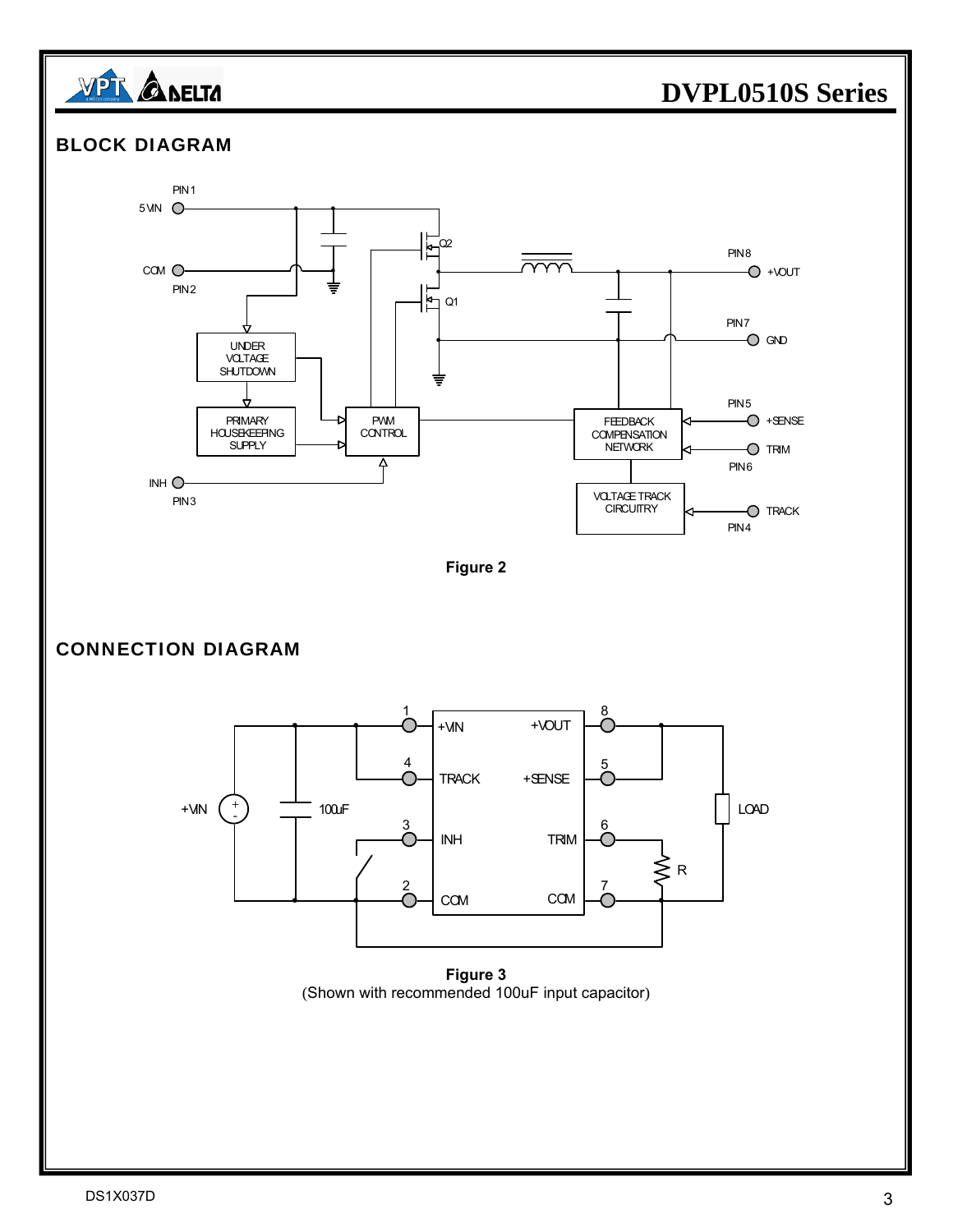## BLOCK DIAGRAM

Figure 2

## CONNECTION DIAGRAM

Figure 3
(Shown with recommended 100uF input capacitor)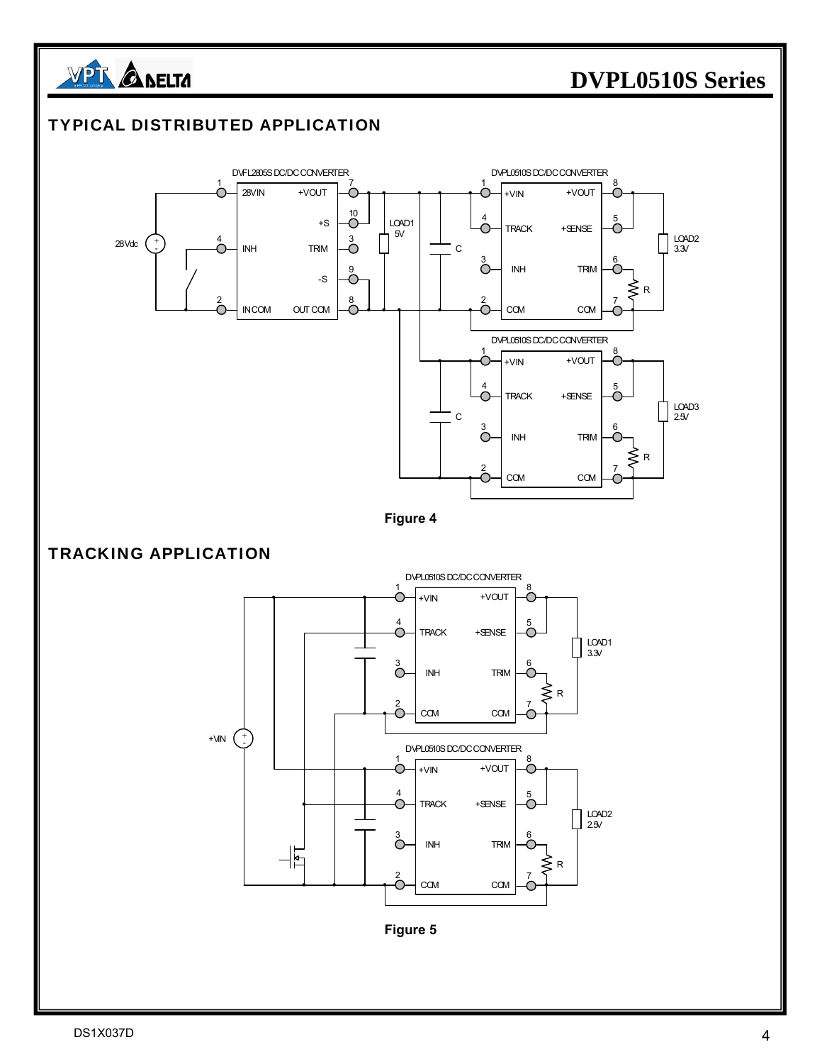## TYPICAL DISTRIBUTED APPLICATION

Figure 4

## TRACKING APPLICATION

Figure 5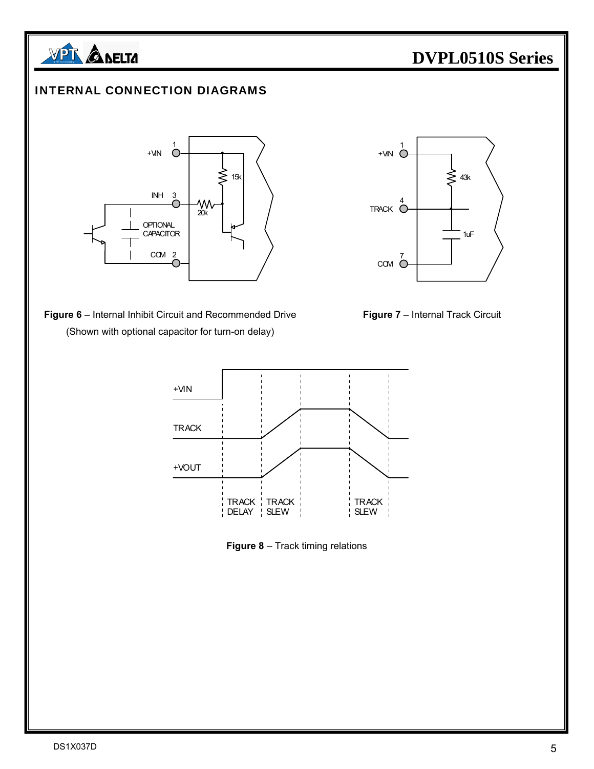## INTERNAL CONNECTION DIAGRAMS

**Figure 6** – Internal Inhibit Circuit and Recommended Drive (Shown with optional capacitor for turn-on delay)

**Figure 7** – Internal Track Circuit

**Figure 8** – Track timing relations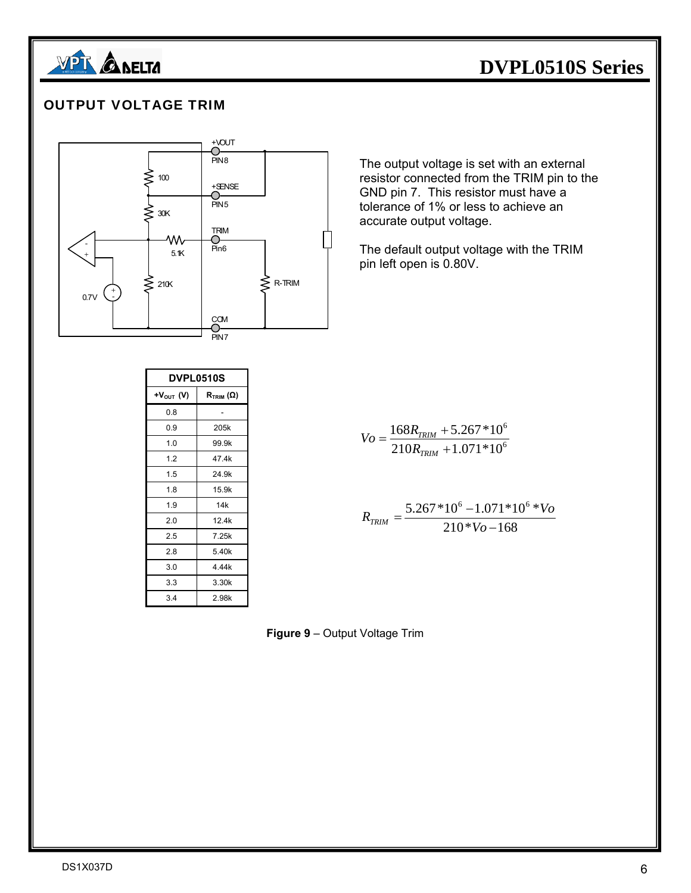## OUTPUT VOLTAGE TRIM

The output voltage is set with an external resistor connected from the TRIM pin to the GND pin 7. This resistor must have a tolerance of 1% or less to achieve an accurate output voltage.

The default output voltage with the TRIM pin left open is 0.80V.

| DVPL0510S | |
|---|---|
| $+V_{OUT}$ (V) | $R_{TRIM}$ (Ω) |
| 0.8 | - |
| 0.9 | 205k |
| 1.0 | 99.9k |
| 1.2 | 47.4k |
| 1.5 | 24.9k |
| 1.8 | 15.9k |
| 1.9 | 14k |
| 2.0 | 12.4k |
| 2.5 | 7.25k |
| 2.8 | 5.40k |
| 3.0 | 4.44k |
| 3.3 | 3.30k |
| 3.4 | 2.98k |

$$Vo = \frac{168R_{TRIM} + 5.267*10^6}{210R_{TRIM} + 1.071*10^6}$$

$$R_{TRIM} = \frac{5.267*10^6 - 1.071*10^6 * Vo}{210*Vo - 168}$$

**Figure 9** – Output Voltage Trim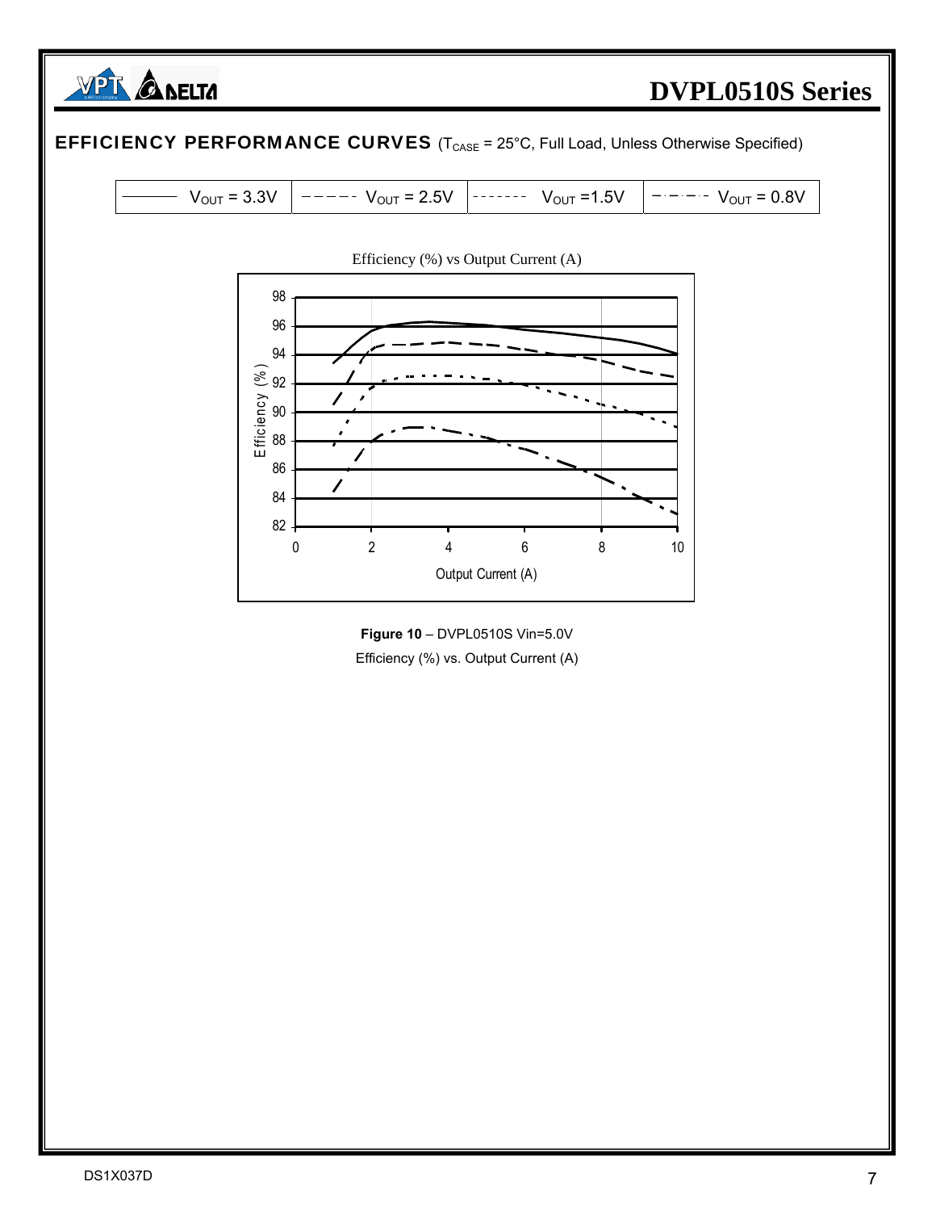## EFFICIENCY PERFORMANCE CURVES ($T_{CASE}$ = 25°C, Full Load, Unless Otherwise Specified)

| ——— $V_{OUT}$ = 3.3V | – – – – – $V_{OUT}$ = 2.5V | - - - - - - - $V_{OUT}$ =1.5V | –·–·–· $V_{OUT}$ = 0.8V |
|---|---|---|---|

Efficiency (%) vs Output Current (A)

**Figure 10** – DVPL0510S Vin=5.0V

Efficiency (%) vs. Output Current (A)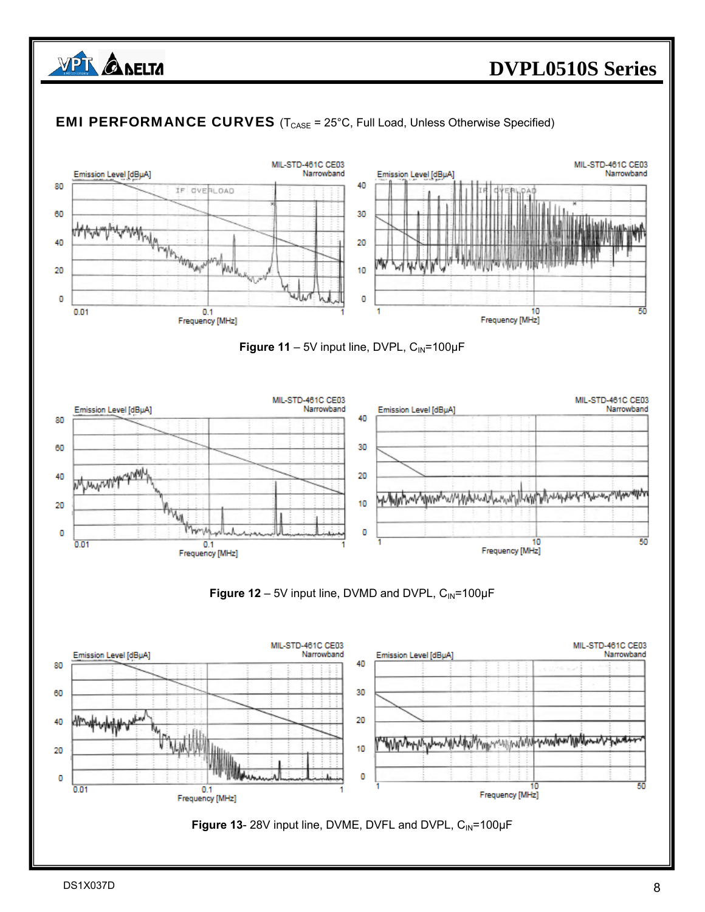## EMI PERFORMANCE CURVES ($T_{CASE}$ = 25°C, Full Load, Unless Otherwise Specified)

**Figure 11** – 5V input line, DVPL, $C_{IN}$=100µF

**Figure 12** – 5V input line, DVMD and DVPL, $C_{IN}$=100µF

**Figure 13**- 28V input line, DVME, DVFL and DVPL, $C_{IN}$=100µF

DS1X037D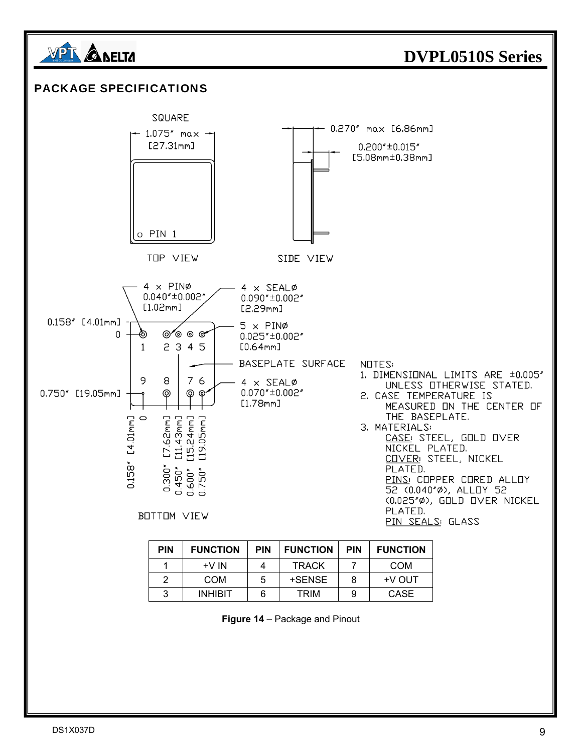## PACKAGE SPECIFICATIONS

SQUARE

1.075" max [27.31mm]

0.270" max [6.86mm]

0.200"±0.015" [5.08mm±0.38mm]

PIN 1

TOP VIEW

SIDE VIEW

4 x PINØ 0.040"±0.002" [1.02mm]

4 x SEALØ 0.090"±0.002" [2.29mm]

5 x PINØ 0.025"±0.002" [0.64mm]

BASEPLATE SURFACE

4 x SEALØ 0.070"±0.002" [1.78mm]

0.158" [4.01mm]

0

0.750" [19.05mm]

0.158" [4.01mm] 0 0.300" [7.62mm] 0.450" [11.43mm] 0.600" [15.24mm] 0.750" [19.05mm]

BOTTOM VIEW

NOTES:
1. DIMENSIONAL LIMITS ARE ±0.005" UNLESS OTHERWISE STATED.
2. CASE TEMPERATURE IS MEASURED ON THE CENTER OF THE BASEPLATE.
3. MATERIALS:
   CASE: STEEL, GOLD OVER NICKEL PLATED.
   COVER: STEEL, NICKEL PLATED.
   PINS: COPPER CORED ALLOY 52 (0.040"Ø), ALLOY 52 (0.025"Ø), GOLD OVER NICKEL PLATED.
   PIN SEALS: GLASS

| PIN | FUNCTION | PIN | FUNCTION | PIN | FUNCTION |
|---|---|---|---|---|---|
| 1 | +V IN | 4 | TRACK | 7 | COM |
| 2 | COM | 5 | +SENSE | 8 | +V OUT |
| 3 | INHIBIT | 6 | TRIM | 9 | CASE |

**Figure 14** – Package and Pinout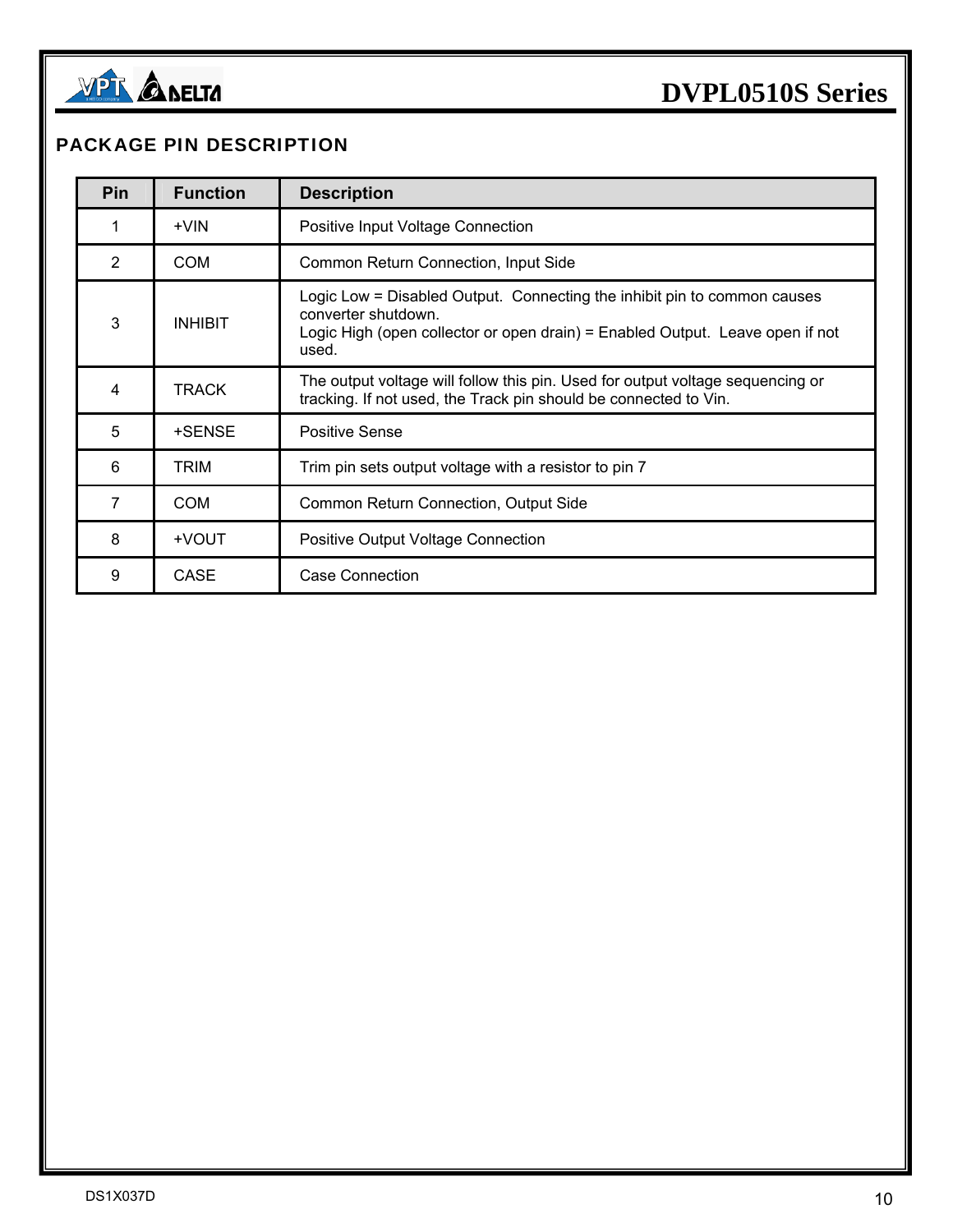## PACKAGE PIN DESCRIPTION

| Pin | Function | Description |
|---|---|---|
| 1 | +VIN | Positive Input Voltage Connection |
| 2 | COM | Common Return Connection, Input Side |
| 3 | INHIBIT | Logic Low = Disabled Output. Connecting the inhibit pin to common causes converter shutdown. Logic High (open collector or open drain) = Enabled Output. Leave open if not used. |
| 4 | TRACK | The output voltage will follow this pin. Used for output voltage sequencing or tracking. If not used, the Track pin should be connected to Vin. |
| 5 | +SENSE | Positive Sense |
| 6 | TRIM | Trim pin sets output voltage with a resistor to pin 7 |
| 7 | COM | Common Return Connection, Output Side |
| 8 | +VOUT | Positive Output Voltage Connection |
| 9 | CASE | Case Connection |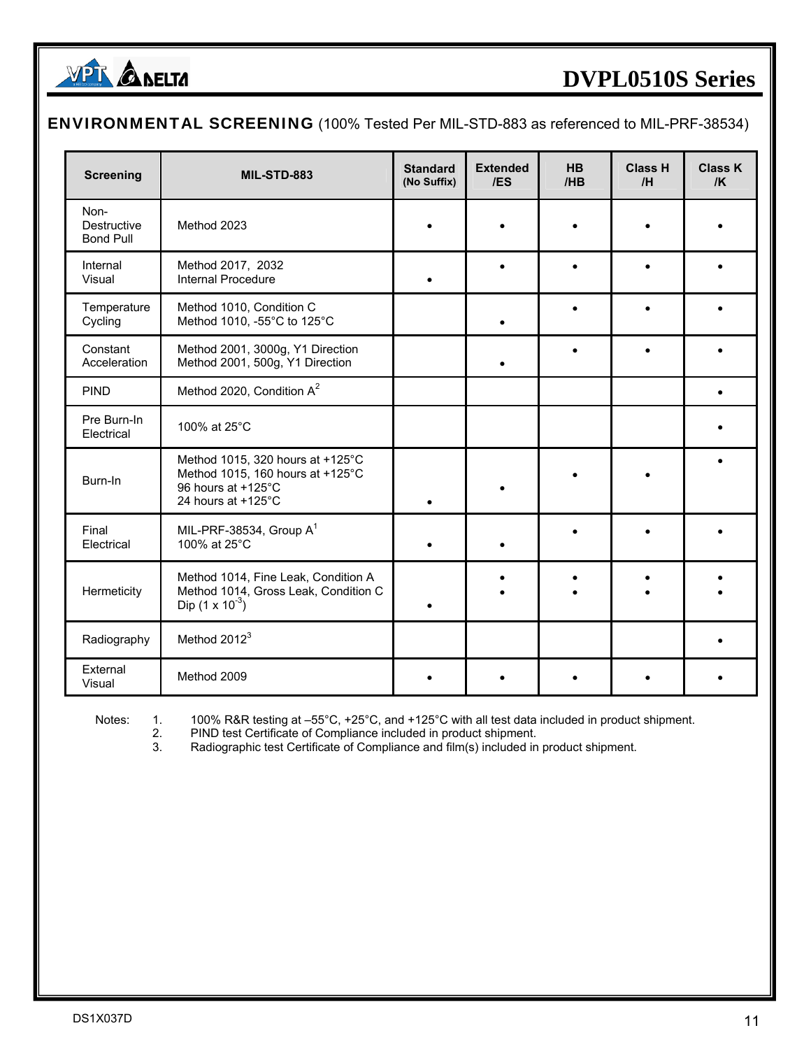## ENVIRONMENTAL SCREENING (100% Tested Per MIL-STD-883 as referenced to MIL-PRF-38534)

| Screening | MIL-STD-883 | Standard (No Suffix) | Extended /ES | HB /HB | Class H /H | Class K /K |
|---|---|---|---|---|---|---|
| Non-Destructive Bond Pull | Method 2023 | • | • | • | • | • |
| Internal Visual | Method 2017, 2032<br>Internal Procedure | <br>• | •<br> | •<br> | •<br> | •<br> |
| Temperature Cycling | Method 1010, Condition C<br>Method 1010, -55°C to 125°C | | <br>• | •<br> | •<br> | •<br> |
| Constant Acceleration | Method 2001, 3000g, Y1 Direction<br>Method 2001, 500g, Y1 Direction | | <br>• | •<br> | •<br> | •<br> |
| PIND | Method 2020, Condition A[2] | | | | | • |
| Pre Burn-In Electrical | 100% at 25°C | | | | | • |
| Burn-In | Method 1015, 320 hours at +125°C<br>Method 1015, 160 hours at +125°C<br>96 hours at +125°C<br>24 hours at +125°C | <br><br><br>• | <br><br>•<br> | <br>•<br><br> | <br>•<br><br> | •<br><br><br> |
| Final Electrical | MIL-PRF-38534, Group A[1]<br>100% at 25°C | <br>• | <br>• | •<br> | •<br> | •<br> |
| Hermeticity | Method 1014, Fine Leak, Condition A<br>Method 1014, Gross Leak, Condition C<br>Dip ($1 \times 10^{-3}$) | <br><br>• | •<br>•<br> | •<br>•<br> | •<br>•<br> | •<br>•<br> |
| Radiography | Method 2012[3] | | | | | • |
| External Visual | Method 2009 | • | • | • | • | • |

Notes:
1. 100% R&R testing at –55°C, +25°C, and +125°C with all test data included in product shipment.
2. PIND test Certificate of Compliance included in product shipment.
3. Radiographic test Certificate of Compliance and film(s) included in product shipment.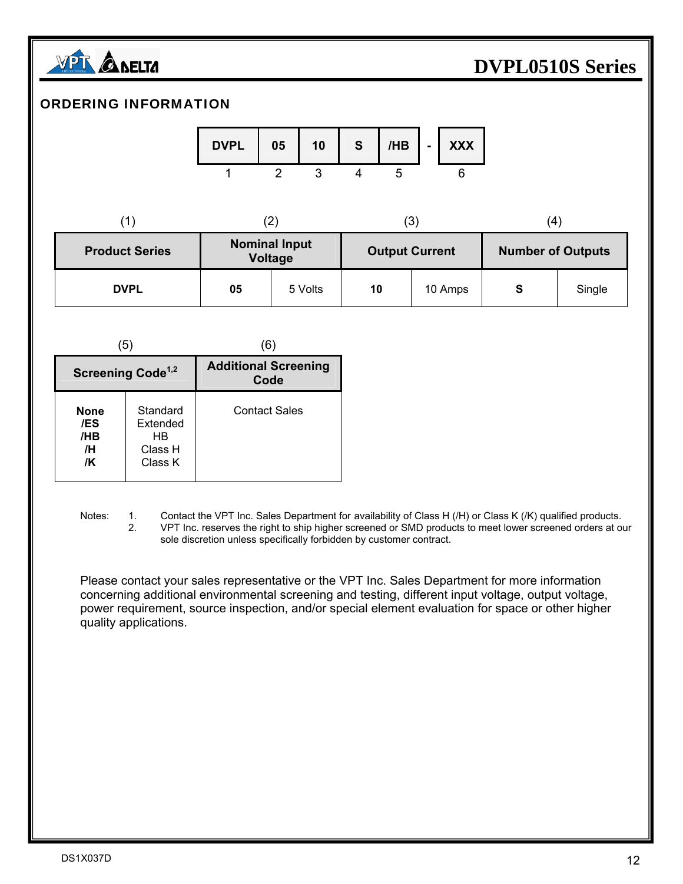## ORDERING INFORMATION

| DVPL | 05 | 10 | S | /HB | - | XXX |
|---|---|---|---|---|---|---|
| 1 | 2 | 3 | 4 | 5 | | 6 |

| (1) Product Series | (2) Nominal Input Voltage | | (3) Output Current | | (4) Number of Outputs | |
|---|---|---|---|---|---|---|
| **DVPL** | **05** | 5 Volts | **10** | 10 Amps | **S** | Single |

| (5) Screening Code[1,2] | | (6) Additional Screening Code |
|---|---|---|
| **None** | Standard | Contact Sales |
| **/ES** | Extended | |
| **/HB** | HB | |
| **/H** | Class H | |
| **/K** | Class K | |

Notes:
1. Contact the VPT Inc. Sales Department for availability of Class H (/H) or Class K (/K) qualified products.
2. VPT Inc. reserves the right to ship higher screened or SMD products to meet lower screened orders at our sole discretion unless specifically forbidden by customer contract.

Please contact your sales representative or the VPT Inc. Sales Department for more information concerning additional environmental screening and testing, different input voltage, output voltage, power requirement, source inspection, and/or special element evaluation for space or other higher quality applications.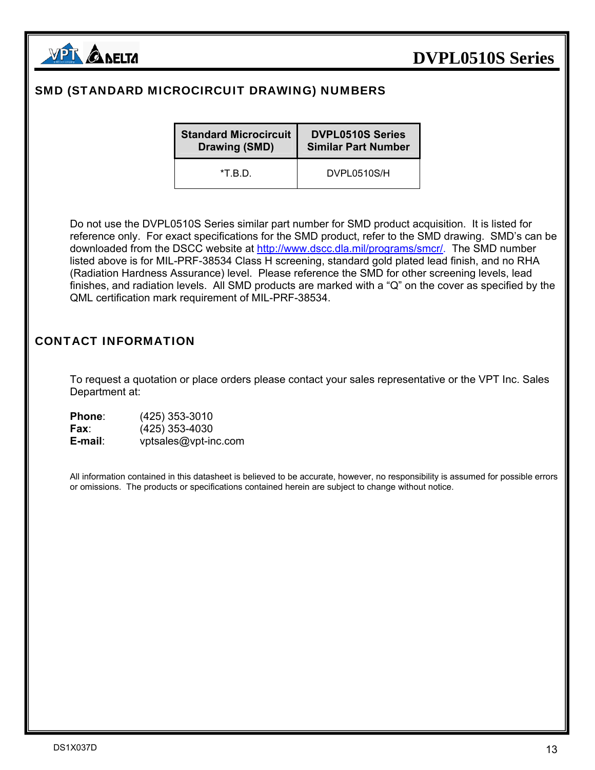## SMD (STANDARD MICROCIRCUIT DRAWING) NUMBERS

| Standard Microcircuit Drawing (SMD) | DVPL0510S Series Similar Part Number |
|---|---|
| *T.B.D. | DVPL0510S/H |

Do not use the DVPL0510S Series similar part number for SMD product acquisition. It is listed for reference only. For exact specifications for the SMD product, refer to the SMD drawing. SMD's can be downloaded from the DSCC website at http://www.dscc.dla.mil/programs/smcr/. The SMD number listed above is for MIL-PRF-38534 Class H screening, standard gold plated lead finish, and no RHA (Radiation Hardness Assurance) level. Please reference the SMD for other screening levels, lead finishes, and radiation levels. All SMD products are marked with a "Q" on the cover as specified by the QML certification mark requirement of MIL-PRF-38534.

## CONTACT INFORMATION

To request a quotation or place orders please contact your sales representative or the VPT Inc. Sales Department at:

**Phone**: (425) 353-3010
**Fax**: (425) 353-4030
**E-mail**: vptsales@vpt-inc.com

All information contained in this datasheet is believed to be accurate, however, no responsibility is assumed for possible errors or omissions. The products or specifications contained herein are subject to change without notice.